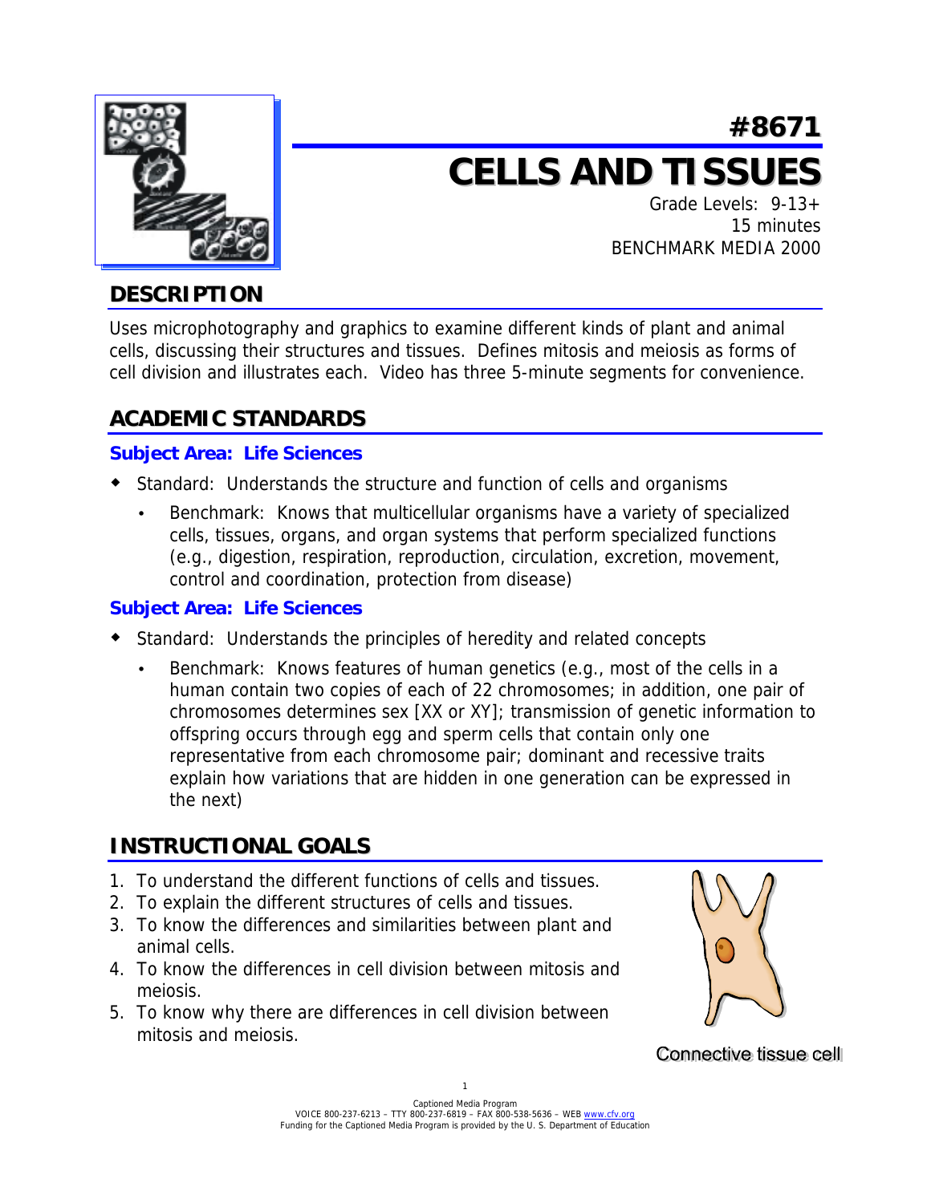# #8671

# CELLS AND TISSUES

Grade Levels: 9-13+
15 minutes
BENCHMARK MEDIA 2000

## DESCRIPTION

Uses microphotography and graphics to examine different kinds of plant and animal cells, discussing their structures and tissues. Defines mitosis and meiosis as forms of cell division and illustrates each. Video has three 5-minute segments for convenience.

## ACADEMIC STANDARDS

### Subject Area: Life Sciences

- Standard: Understands the structure and function of cells and organisms
  - Benchmark: Knows that multicellular organisms have a variety of specialized cells, tissues, organs, and organ systems that perform specialized functions (e.g., digestion, respiration, reproduction, circulation, excretion, movement, control and coordination, protection from disease)

### Subject Area: Life Sciences

- Standard: Understands the principles of heredity and related concepts
  - Benchmark: Knows features of human genetics (e.g., most of the cells in a human contain two copies of each of 22 chromosomes; in addition, one pair of chromosomes determines sex [XX or XY]; transmission of genetic information to offspring occurs through egg and sperm cells that contain only one representative from each chromosome pair; dominant and recessive traits explain how variations that are hidden in one generation can be expressed in the next)

## INSTRUCTIONAL GOALS

1. To understand the different functions of cells and tissues.
2. To explain the different structures of cells and tissues.
3. To know the differences and similarities between plant and animal cells.
4. To know the differences in cell division between mitosis and meiosis.
5. To know why there are differences in cell division between mitosis and meiosis.

Connective tissue cell

Captioned Media Program
VOICE 800-237-6213 – TTY 800-237-6819 – FAX 800-538-5636 – WEB www.cfv.org
Funding for the Captioned Media Program is provided by the U. S. Department of Education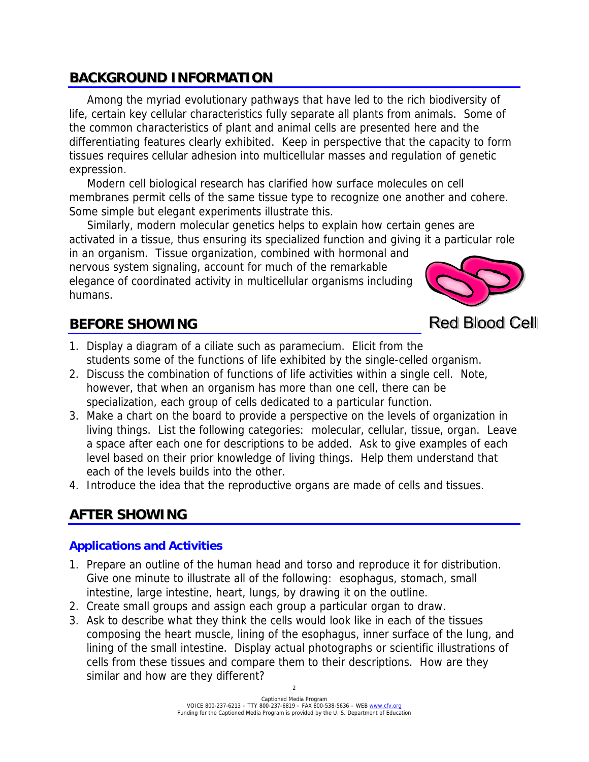## BACKGROUND INFORMATION

Among the myriad evolutionary pathways that have led to the rich biodiversity of life, certain key cellular characteristics fully separate all plants from animals. Some of the common characteristics of plant and animal cells are presented here and the differentiating features clearly exhibited. Keep in perspective that the capacity to form tissues requires cellular adhesion into multicellular masses and regulation of genetic expression.

Modern cell biological research has clarified how surface molecules on cell membranes permit cells of the same tissue type to recognize one another and cohere. Some simple but elegant experiments illustrate this.

Similarly, modern molecular genetics helps to explain how certain genes are activated in a tissue, thus ensuring its specialized function and giving it a particular role in an organism. Tissue organization, combined with hormonal and nervous system signaling, account for much of the remarkable elegance of coordinated activity in multicellular organisms including humans.

Red Blood Cell

## BEFORE SHOWING

1. Display a diagram of a ciliate such as paramecium. Elicit from the students some of the functions of life exhibited by the single-celled organism.
2. Discuss the combination of functions of life activities within a single cell. Note, however, that when an organism has more than one cell, there can be specialization, each group of cells dedicated to a particular function.
3. Make a chart on the board to provide a perspective on the levels of organization in living things. List the following categories: molecular, cellular, tissue, organ. Leave a space after each one for descriptions to be added. Ask to give examples of each level based on their prior knowledge of living things. Help them understand that each of the levels builds into the other.
4. Introduce the idea that the reproductive organs are made of cells and tissues.

## AFTER SHOWING

### Applications and Activities

1. Prepare an outline of the human head and torso and reproduce it for distribution. Give one minute to illustrate all of the following: esophagus, stomach, small intestine, large intestine, heart, lungs, by drawing it on the outline.
2. Create small groups and assign each group a particular organ to draw.
3. Ask to describe what they think the cells would look like in each of the tissues composing the heart muscle, lining of the esophagus, inner surface of the lung, and lining of the small intestine. Display actual photographs or scientific illustrations of cells from these tissues and compare them to their descriptions. How are they similar and how are they different?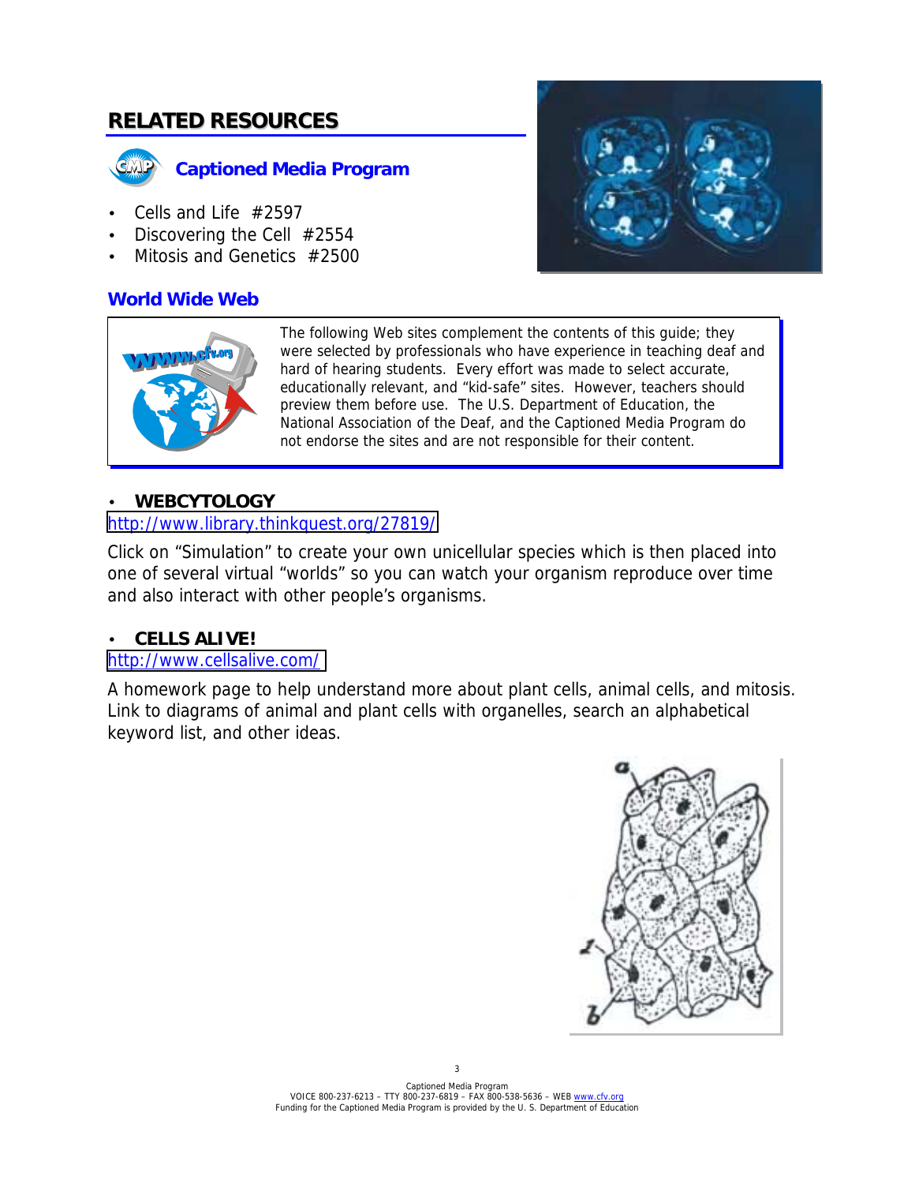## RELATED RESOURCES

### Captioned Media Program

- Cells and Life #2597
- Discovering the Cell #2554
- Mitosis and Genetics #2500

### World Wide Web

The following Web sites complement the contents of this guide; they were selected by professionals who have experience in teaching deaf and hard of hearing students. Every effort was made to select accurate, educationally relevant, and "kid-safe" sites. However, teachers should preview them before use. The U.S. Department of Education, the National Association of the Deaf, and the Captioned Media Program do not endorse the sites and are not responsible for their content.

- **WEBCYTOLOGY**

http://www.library.thinkquest.org/27819/

Click on "Simulation" to create your own unicellular species which is then placed into one of several virtual "worlds" so you can watch your organism reproduce over time and also interact with other people's organisms.

- **CELLS ALIVE!**

http://www.cellsalive.com/

A homework page to help understand more about plant cells, animal cells, and mitosis. Link to diagrams of animal and plant cells with organelles, search an alphabetical keyword list, and other ideas.